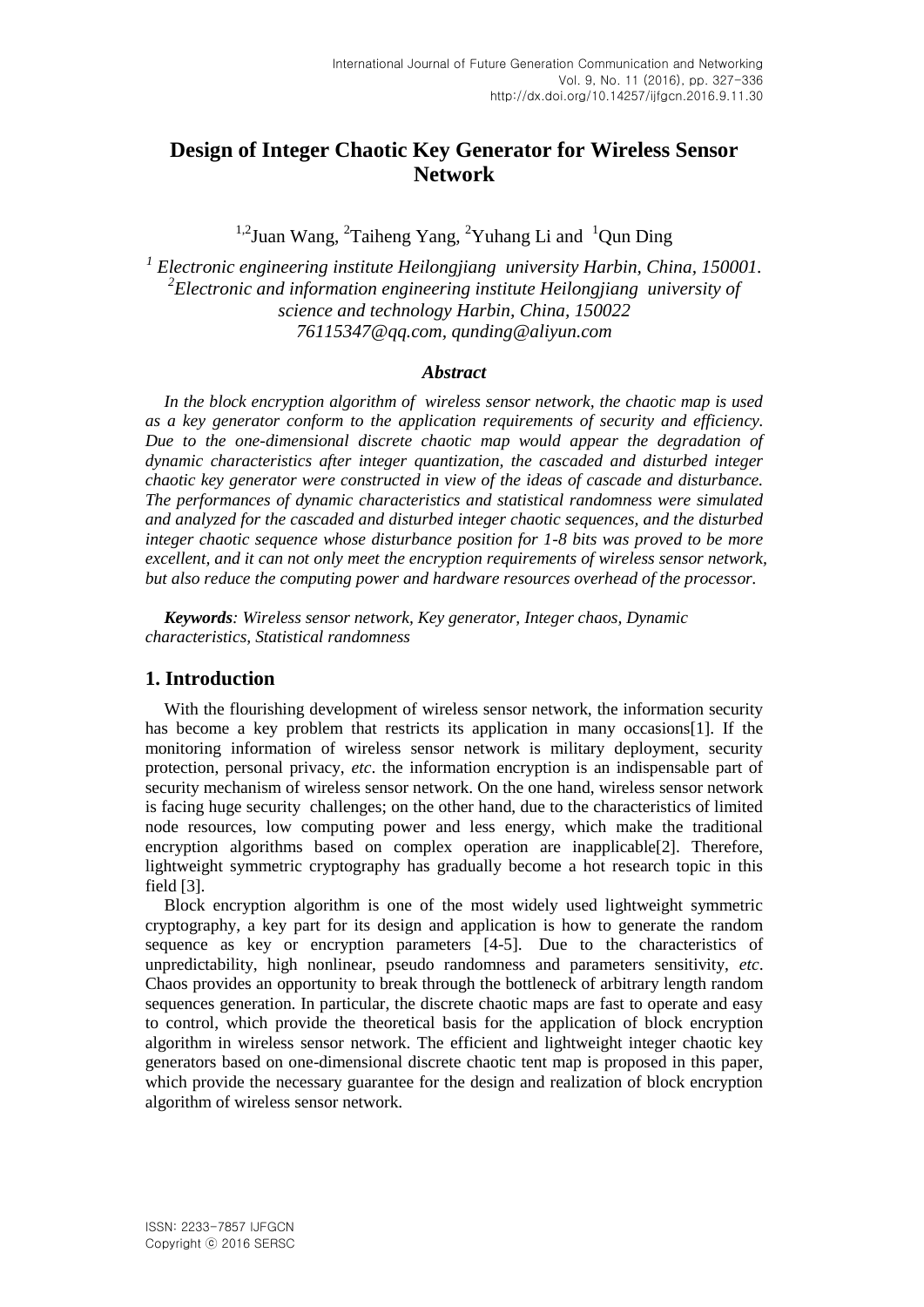# Design of Integer Chaotic Key Generator for Wireless Sensor Network

[1,2]Juan Wang, [2]Taiheng Yang, [2]Yuhang Li and [1]Qun Ding

*[1] Electronic engineering institute Heilongjiang university Harbin, China, 150001.*
*[2]Electronic and information engineering institute Heilongjiang university of science and technology Harbin, China, 150022*
*76115347@qq.com, qunding@aliyun.com*

### *Abstract*

*In the block encryption algorithm of wireless sensor network, the chaotic map is used as a key generator conform to the application requirements of security and efficiency. Due to the one-dimensional discrete chaotic map would appear the degradation of dynamic characteristics after integer quantization, the cascaded and disturbed integer chaotic key generator were constructed in view of the ideas of cascade and disturbance. The performances of dynamic characteristics and statistical randomness were simulated and analyzed for the cascaded and disturbed integer chaotic sequences, and the disturbed integer chaotic sequence whose disturbance position for 1-8 bits was proved to be more excellent, and it can not only meet the encryption requirements of wireless sensor network, but also reduce the computing power and hardware resources overhead of the processor.*

***Keywords**: Wireless sensor network, Key generator, Integer chaos, Dynamic characteristics, Statistical randomness*

## 1. Introduction

With the flourishing development of wireless sensor network, the information security has become a key problem that restricts its application in many occasions[1]. If the monitoring information of wireless sensor network is military deployment, security protection, personal privacy, *etc*. the information encryption is an indispensable part of security mechanism of wireless sensor network. On the one hand, wireless sensor network is facing huge security challenges; on the other hand, due to the characteristics of limited node resources, low computing power and less energy, which make the traditional encryption algorithms based on complex operation are inapplicable[2]. Therefore, lightweight symmetric cryptography has gradually become a hot research topic in this field [3].

Block encryption algorithm is one of the most widely used lightweight symmetric cryptography, a key part for its design and application is how to generate the random sequence as key or encryption parameters [4-5]. Due to the characteristics of unpredictability, high nonlinear, pseudo randomness and parameters sensitivity, *etc*. Chaos provides an opportunity to break through the bottleneck of arbitrary length random sequences generation. In particular, the discrete chaotic maps are fast to operate and easy to control, which provide the theoretical basis for the application of block encryption algorithm in wireless sensor network. The efficient and lightweight integer chaotic key generators based on one-dimensional discrete chaotic tent map is proposed in this paper, which provide the necessary guarantee for the design and realization of block encryption algorithm of wireless sensor network.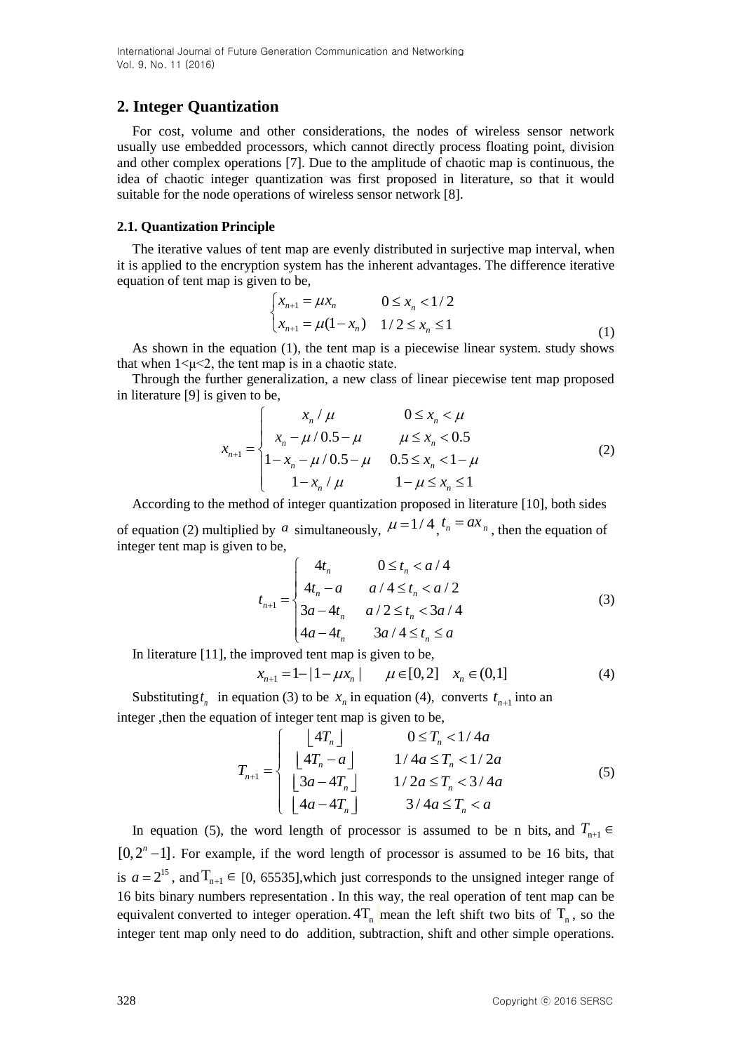## 2. Integer Quantization

For cost, volume and other considerations, the nodes of wireless sensor network usually use embedded processors, which cannot directly process floating point, division and other complex operations [7]. Due to the amplitude of chaotic map is continuous, the idea of chaotic integer quantization was first proposed in literature, so that it would suitable for the node operations of wireless sensor network [8].

### 2.1. Quantization Principle

The iterative values of tent map are evenly distributed in surjective map interval, when it is applied to the encryption system has the inherent advantages. The difference iterative equation of tent map is given to be,

$$\begin{cases} x_{n+1} = \mu x_n & 0 \le x_n < 1/2 \\ x_{n+1} = \mu(1 - x_n) & 1/2 \le x_n \le 1 \end{cases} \tag{1}$$

As shown in the equation (1), the tent map is a piecewise linear system. study shows that when 1<μ<2, the tent map is in a chaotic state.

Through the further generalization, a new class of linear piecewise tent map proposed in literature [9] is given to be,

$$x_{n+1} = \begin{cases} x_n / \mu & 0 \le x_n < \mu \\ x_n - \mu / 0.5 - \mu & \mu \le x_n < 0.5 \\ 1 - x_n - \mu / 0.5 - \mu & 0.5 \le x_n < 1 - \mu \\ 1 - x_n / \mu & 1 - \mu \le x_n \le 1 \end{cases} \tag{2}$$

According to the method of integer quantization proposed in literature [10], both sides of equation (2) multiplied by $a$ simultaneously, $\mu = 1/4$, $t_n = ax_n$, then the equation of integer tent map is given to be,

$$t_{n+1} = \begin{cases} 4t_n & 0 \le t_n < a/4 \\ 4t_n - a & a/4 \le t_n < a/2 \\ 3a - 4t_n & a/2 \le t_n < 3a/4 \\ 4a - 4t_n & 3a/4 \le t_n \le a \end{cases} \tag{3}$$

In literature [11], the improved tent map is given to be,

$$x_{n+1} = 1 - |1 - \mu x_n| \qquad \mu \in [0,2] \quad x_n \in (0,1] \tag{4}$$

Substituting $t_n$ in equation (3) to be $x_n$ in equation (4), converts $t_{n+1}$ into an integer ,then the equation of integer tent map is given to be,

$$T_{n+1} = \begin{cases} \lfloor 4T_n \rfloor & 0 \le T_n < 1/4a \\ \lfloor 4T_n - a \rfloor & 1/4a \le T_n < 1/2a \\ \lfloor 3a - 4T_n \rfloor & 1/2a \le T_n < 3/4a \\ \lfloor 4a - 4T_n \rfloor & 3/4a \le T_n < a \end{cases} \tag{5}$$

In equation (5), the word length of processor is assumed to be n bits, and $T_{n+1} \in [0, 2^n - 1]$. For example, if the word length of processor is assumed to be 16 bits, that is $a = 2^{15}$, and $T_{n+1} \in$ [0, 65535],which just corresponds to the unsigned integer range of 16 bits binary numbers representation . In this way, the real operation of tent map can be equivalent converted to integer operation. $4T_n$ mean the left shift two bits of $T_n$, so the integer tent map only need to do addition, subtraction, shift and other simple operations.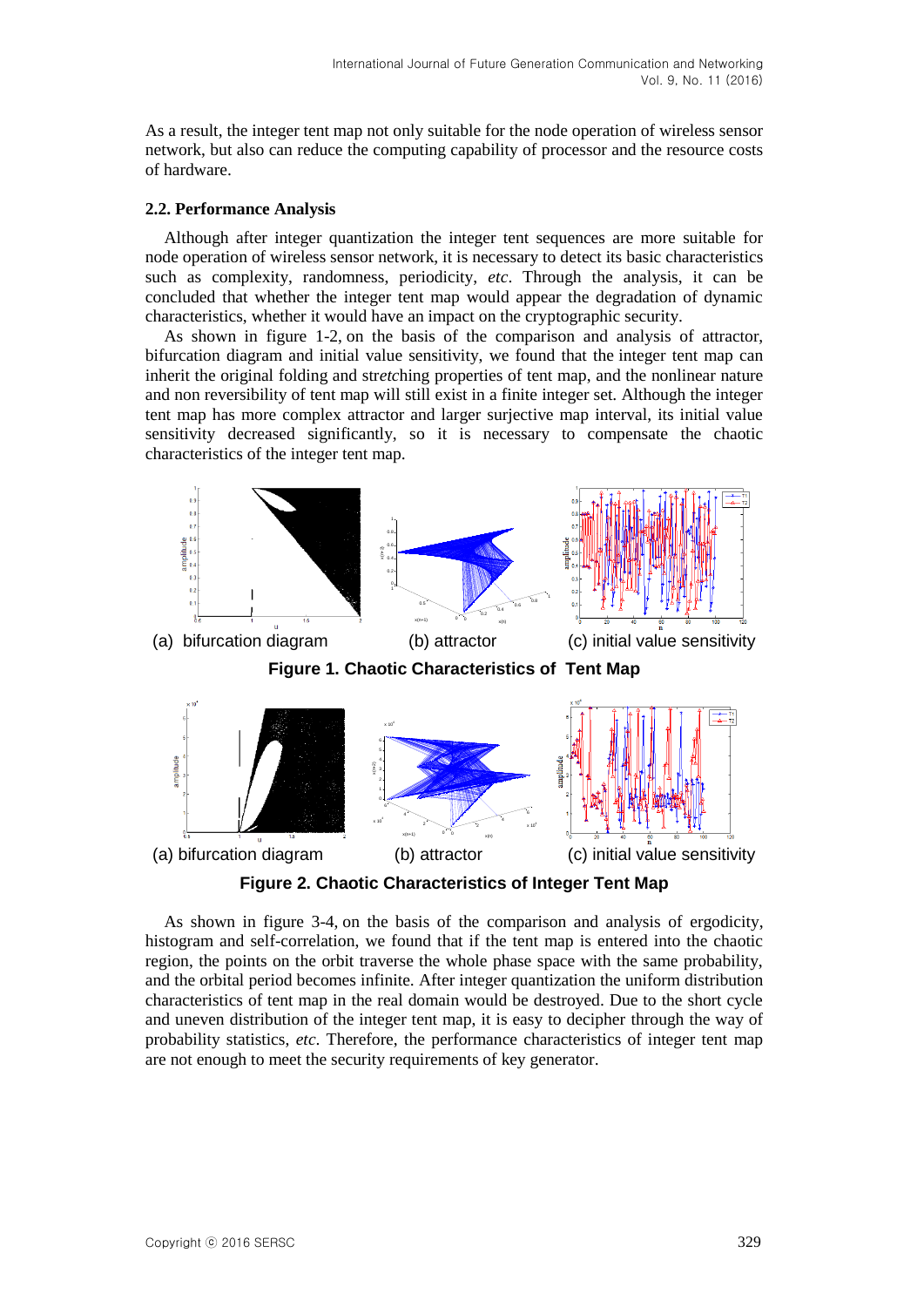As a result, the integer tent map not only suitable for the node operation of wireless sensor network, but also can reduce the computing capability of processor and the resource costs of hardware.

### 2.2. Performance Analysis

Although after integer quantization the integer tent sequences are more suitable for node operation of wireless sensor network, it is necessary to detect its basic characteristics such as complexity, randomness, periodicity, *etc*. Through the analysis, it can be concluded that whether the integer tent map would appear the degradation of dynamic characteristics, whether it would have an impact on the cryptographic security.

As shown in figure 1-2, on the basis of the comparison and analysis of attractor, bifurcation diagram and initial value sensitivity, we found that the integer tent map can inherit the original folding and str*etc*hing properties of tent map, and the nonlinear nature and non reversibility of tent map will still exist in a finite integer set. Although the integer tent map has more complex attractor and larger surjective map interval, its initial value sensitivity decreased significantly, so it is necessary to compensate the chaotic characteristics of the integer tent map.

(a) bifurcation diagram (b) attractor (c) initial value sensitivity

**Figure 1. Chaotic Characteristics of Tent Map**

(a) bifurcation diagram (b) attractor (c) initial value sensitivity

**Figure 2. Chaotic Characteristics of Integer Tent Map**

As shown in figure 3-4, on the basis of the comparison and analysis of ergodicity, histogram and self-correlation, we found that if the tent map is entered into the chaotic region, the points on the orbit traverse the whole phase space with the same probability, and the orbital period becomes infinite. After integer quantization the uniform distribution characteristics of tent map in the real domain would be destroyed. Due to the short cycle and uneven distribution of the integer tent map, it is easy to decipher through the way of probability statistics, *etc*. Therefore, the performance characteristics of integer tent map are not enough to meet the security requirements of key generator.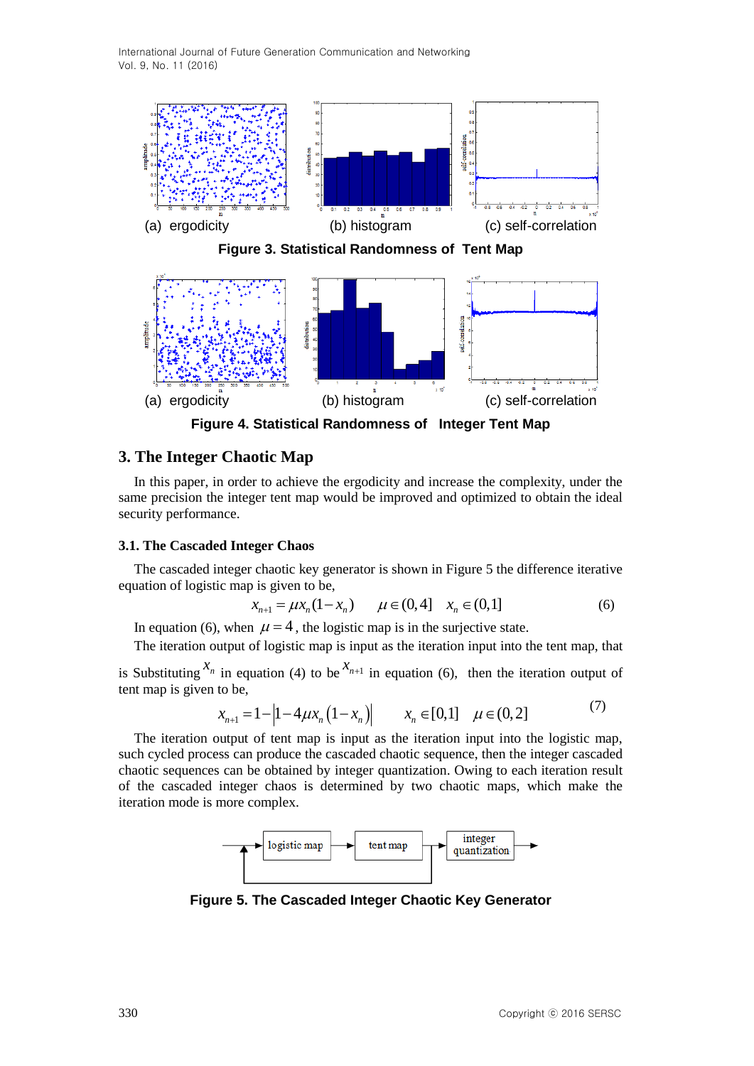(a) ergodicity (b) histogram (c) self-correlation

**Figure 3. Statistical Randomness of Tent Map**

(a) ergodicity (b) histogram (c) self-correlation

**Figure 4. Statistical Randomness of Integer Tent Map**

## 3. The Integer Chaotic Map

In this paper, in order to achieve the ergodicity and increase the complexity, under the same precision the integer tent map would be improved and optimized to obtain the ideal security performance.

### 3.1. The Cascaded Integer Chaos

The cascaded integer chaotic key generator is shown in Figure 5 the difference iterative equation of logistic map is given to be,

$$x_{n+1} = \mu x_n(1-x_n) \qquad \mu \in (0,4] \quad x_n \in (0,1] \tag{6}$$

In equation (6), when $\mu = 4$, the logistic map is in the surjective state.

The iteration output of logistic map is input as the iteration input into the tent map, that is Substituting $x_n$ in equation (4) to be $x_{n+1}$ in equation (6), then the iteration output of tent map is given to be,

$$x_{n+1} = 1 - \left|1 - 4\mu x_n\left(1 - x_n\right)\right| \qquad x_n \in [0,1] \quad \mu \in (0,2] \tag{7}$$

The iteration output of tent map is input as the iteration input into the logistic map, such cycled process can produce the cascaded chaotic sequence, then the integer cascaded chaotic sequences can be obtained by integer quantization. Owing to each iteration result of the cascaded integer chaos is determined by two chaotic maps, which make the iteration mode is more complex.

logistic map → tent map → integer quantization

**Figure 5. The Cascaded Integer Chaotic Key Generator**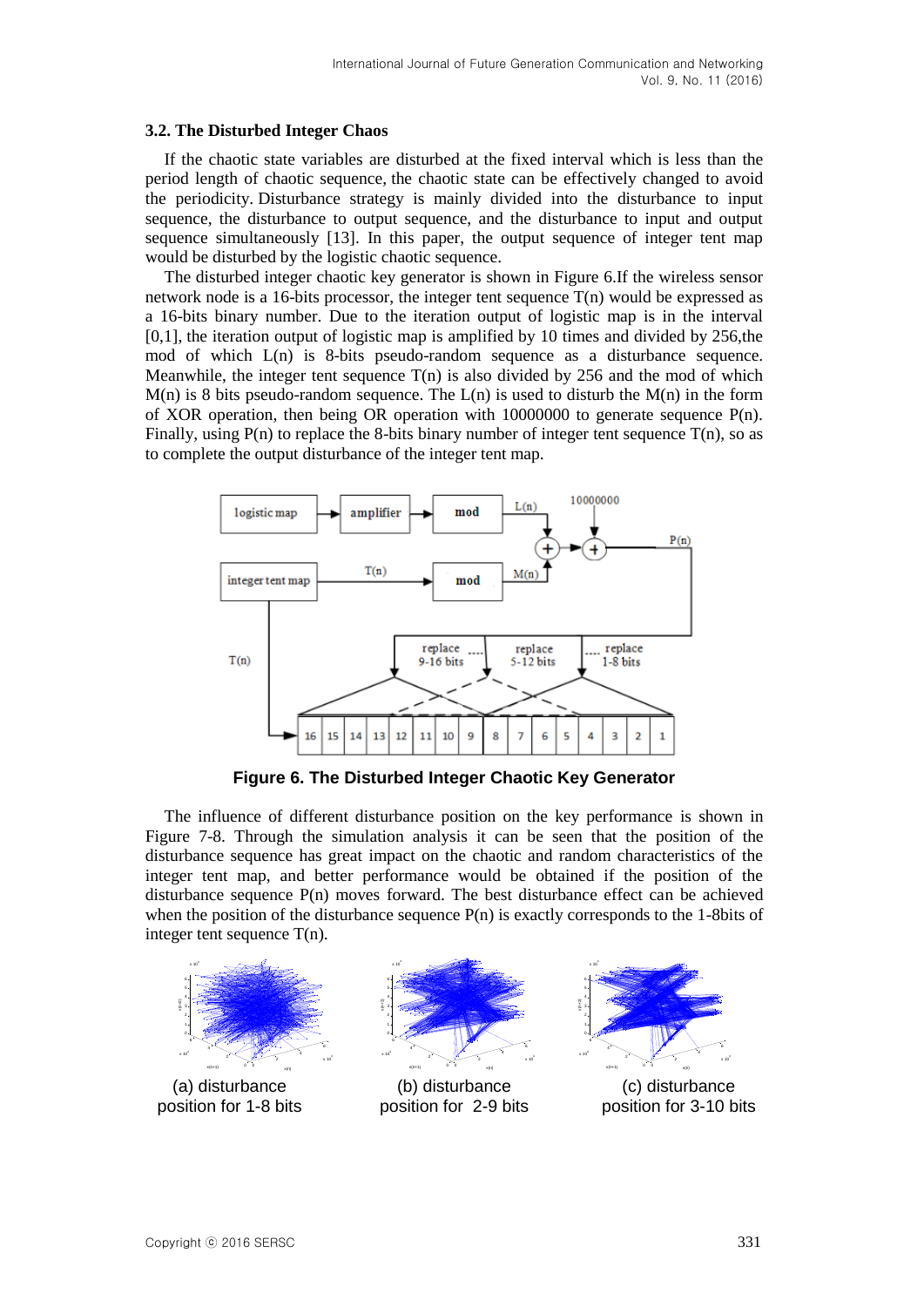### 3.2. The Disturbed Integer Chaos

If the chaotic state variables are disturbed at the fixed interval which is less than the period length of chaotic sequence, the chaotic state can be effectively changed to avoid the periodicity. Disturbance strategy is mainly divided into the disturbance to input sequence, the disturbance to output sequence, and the disturbance to input and output sequence simultaneously [13]. In this paper, the output sequence of integer tent map would be disturbed by the logistic chaotic sequence.

The disturbed integer chaotic key generator is shown in Figure 6.If the wireless sensor network node is a 16-bits processor, the integer tent sequence T(n) would be expressed as a 16-bits binary number. Due to the iteration output of logistic map is in the interval [0,1], the iteration output of logistic map is amplified by 10 times and divided by 256,the mod of which L(n) is 8-bits pseudo-random sequence as a disturbance sequence. Meanwhile, the integer tent sequence T(n) is also divided by 256 and the mod of which M(n) is 8 bits pseudo-random sequence. The L(n) is used to disturb the M(n) in the form of XOR operation, then being OR operation with 10000000 to generate sequence P(n). Finally, using P(n) to replace the 8-bits binary number of integer tent sequence T(n), so as to complete the output disturbance of the integer tent map.

**Figure 6. The Disturbed Integer Chaotic Key Generator**

The influence of different disturbance position on the key performance is shown in Figure 7-8. Through the simulation analysis it can be seen that the position of the disturbance sequence has great impact on the chaotic and random characteristics of the integer tent map, and better performance would be obtained if the position of the disturbance sequence P(n) moves forward. The best disturbance effect can be achieved when the position of the disturbance sequence P(n) is exactly corresponds to the 1-8bits of integer tent sequence T(n).

(a) disturbance position for 1-8 bits

(b) disturbance position for 2-9 bits

(c) disturbance position for 3-10 bits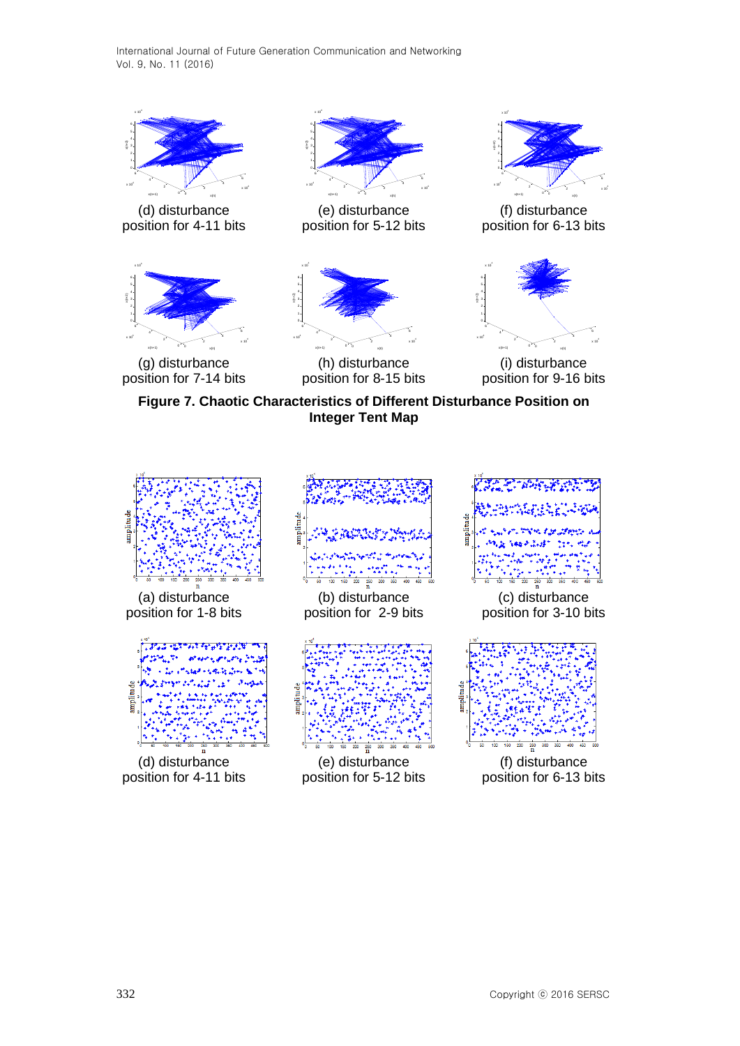(d) disturbance position for 4-11 bits

(e) disturbance position for 5-12 bits

(f) disturbance position for 6-13 bits

(g) disturbance position for 7-14 bits

(h) disturbance position for 8-15 bits

(i) disturbance position for 9-16 bits

**Figure 7. Chaotic Characteristics of Different Disturbance Position on Integer Tent Map**

(a) disturbance position for 1-8 bits

(b) disturbance position for 2-9 bits

(c) disturbance position for 3-10 bits

(d) disturbance position for 4-11 bits

(e) disturbance position for 5-12 bits

(f) disturbance position for 6-13 bits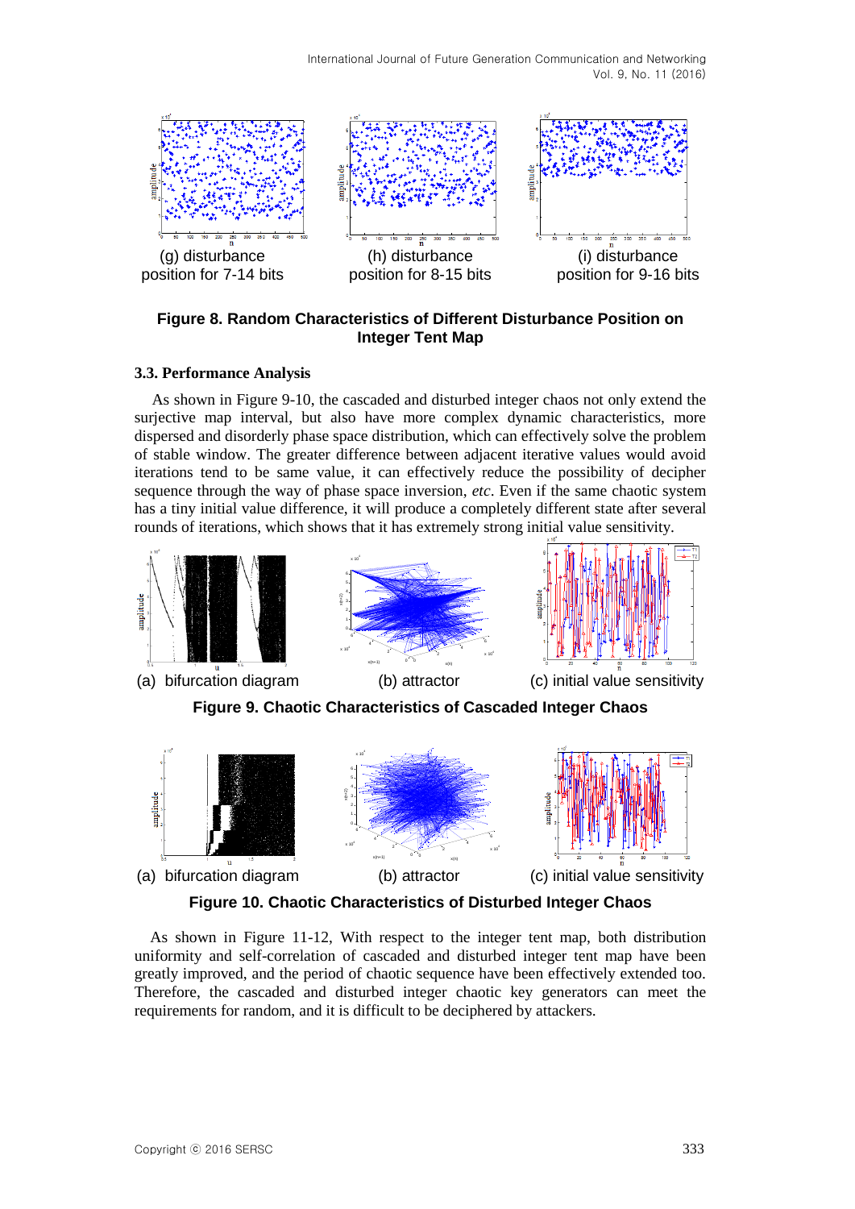(g) disturbance position for 7-14 bits

(h) disturbance position for 8-15 bits

(i) disturbance position for 9-16 bits

**Figure 8. Random Characteristics of Different Disturbance Position on Integer Tent Map**

### 3.3. Performance Analysis

As shown in Figure 9-10, the cascaded and disturbed integer chaos not only extend the surjective map interval, but also have more complex dynamic characteristics, more dispersed and disorderly phase space distribution, which can effectively solve the problem of stable window. The greater difference between adjacent iterative values would avoid iterations tend to be same value, it can effectively reduce the possibility of decipher sequence through the way of phase space inversion, *etc*. Even if the same chaotic system has a tiny initial value difference, it will produce a completely different state after several rounds of iterations, which shows that it has extremely strong initial value sensitivity.

(a) bifurcation diagram

(b) attractor

(c) initial value sensitivity

**Figure 9. Chaotic Characteristics of Cascaded Integer Chaos**

(a) bifurcation diagram

(b) attractor

(c) initial value sensitivity

**Figure 10. Chaotic Characteristics of Disturbed Integer Chaos**

As shown in Figure 11-12, With respect to the integer tent map, both distribution uniformity and self-correlation of cascaded and disturbed integer tent map have been greatly improved, and the period of chaotic sequence have been effectively extended too. Therefore, the cascaded and disturbed integer chaotic key generators can meet the requirements for random, and it is difficult to be deciphered by attackers.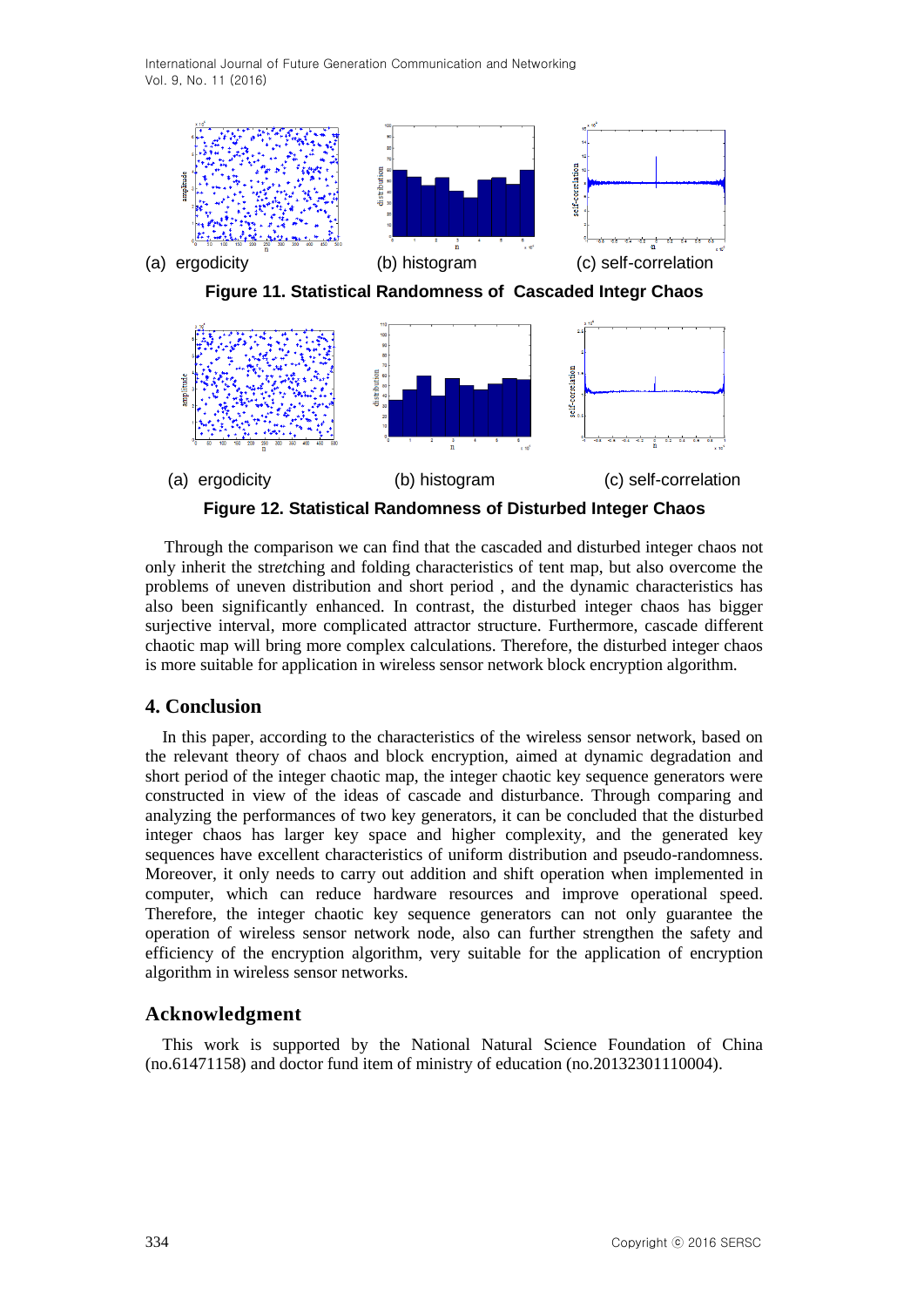(a) ergodicity (b) histogram (c) self-correlation

**Figure 11. Statistical Randomness of Cascaded Integr Chaos**

(a) ergodicity (b) histogram (c) self-correlation

**Figure 12. Statistical Randomness of Disturbed Integer Chaos**

Through the comparison we can find that the cascaded and disturbed integer chaos not only inherit the stre*t*ching and folding characteristics of tent map, but also overcome the problems of uneven distribution and short period , and the dynamic characteristics has also been significantly enhanced. In contrast, the disturbed integer chaos has bigger surjective interval, more complicated attractor structure. Furthermore, cascade different chaotic map will bring more complex calculations. Therefore, the disturbed integer chaos is more suitable for application in wireless sensor network block encryption algorithm.

## 4. Conclusion

In this paper, according to the characteristics of the wireless sensor network, based on the relevant theory of chaos and block encryption, aimed at dynamic degradation and short period of the integer chaotic map, the integer chaotic key sequence generators were constructed in view of the ideas of cascade and disturbance. Through comparing and analyzing the performances of two key generators, it can be concluded that the disturbed integer chaos has larger key space and higher complexity, and the generated key sequences have excellent characteristics of uniform distribution and pseudo-randomness. Moreover, it only needs to carry out addition and shift operation when implemented in computer, which can reduce hardware resources and improve operational speed. Therefore, the integer chaotic key sequence generators can not only guarantee the operation of wireless sensor network node, also can further strengthen the safety and efficiency of the encryption algorithm, very suitable for the application of encryption algorithm in wireless sensor networks.

## Acknowledgment

This work is supported by the National Natural Science Foundation of China (no.61471158) and doctor fund item of ministry of education (no.20132301110004).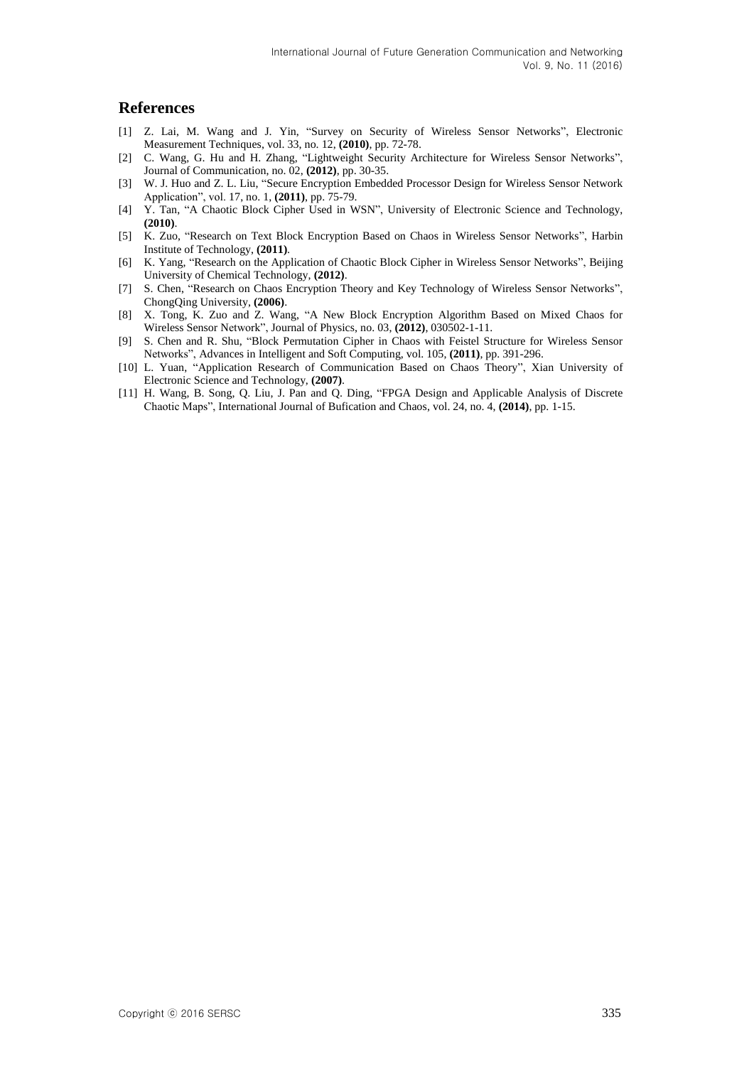## References

[1] Z. Lai, M. Wang and J. Yin, "Survey on Security of Wireless Sensor Networks", Electronic Measurement Techniques, vol. 33, no. 12, **(2010)**, pp. 72-78.

[2] C. Wang, G. Hu and H. Zhang, "Lightweight Security Architecture for Wireless Sensor Networks", Journal of Communication, no. 02, **(2012)**, pp. 30-35.

[3] W. J. Huo and Z. L. Liu, "Secure Encryption Embedded Processor Design for Wireless Sensor Network Application", vol. 17, no. 1, **(2011)**, pp. 75-79.

[4] Y. Tan, "A Chaotic Block Cipher Used in WSN", University of Electronic Science and Technology, **(2010)**.

[5] K. Zuo, "Research on Text Block Encryption Based on Chaos in Wireless Sensor Networks", Harbin Institute of Technology, **(2011)**.

[6] K. Yang, "Research on the Application of Chaotic Block Cipher in Wireless Sensor Networks", Beijing University of Chemical Technology, **(2012)**.

[7] S. Chen, "Research on Chaos Encryption Theory and Key Technology of Wireless Sensor Networks", ChongQing University, **(2006)**.

[8] X. Tong, K. Zuo and Z. Wang, "A New Block Encryption Algorithm Based on Mixed Chaos for Wireless Sensor Network", Journal of Physics, no. 03, **(2012)**, 030502-1-11.

[9] S. Chen and R. Shu, "Block Permutation Cipher in Chaos with Feistel Structure for Wireless Sensor Networks", Advances in Intelligent and Soft Computing, vol. 105, **(2011)**, pp. 391-296.

[10] L. Yuan, "Application Research of Communication Based on Chaos Theory", Xian University of Electronic Science and Technology, **(2007)**.

[11] H. Wang, B. Song, Q. Liu, J. Pan and Q. Ding, "FPGA Design and Applicable Analysis of Discrete Chaotic Maps", International Journal of Bufication and Chaos, vol. 24, no. 4, **(2014)**, pp. 1-15.